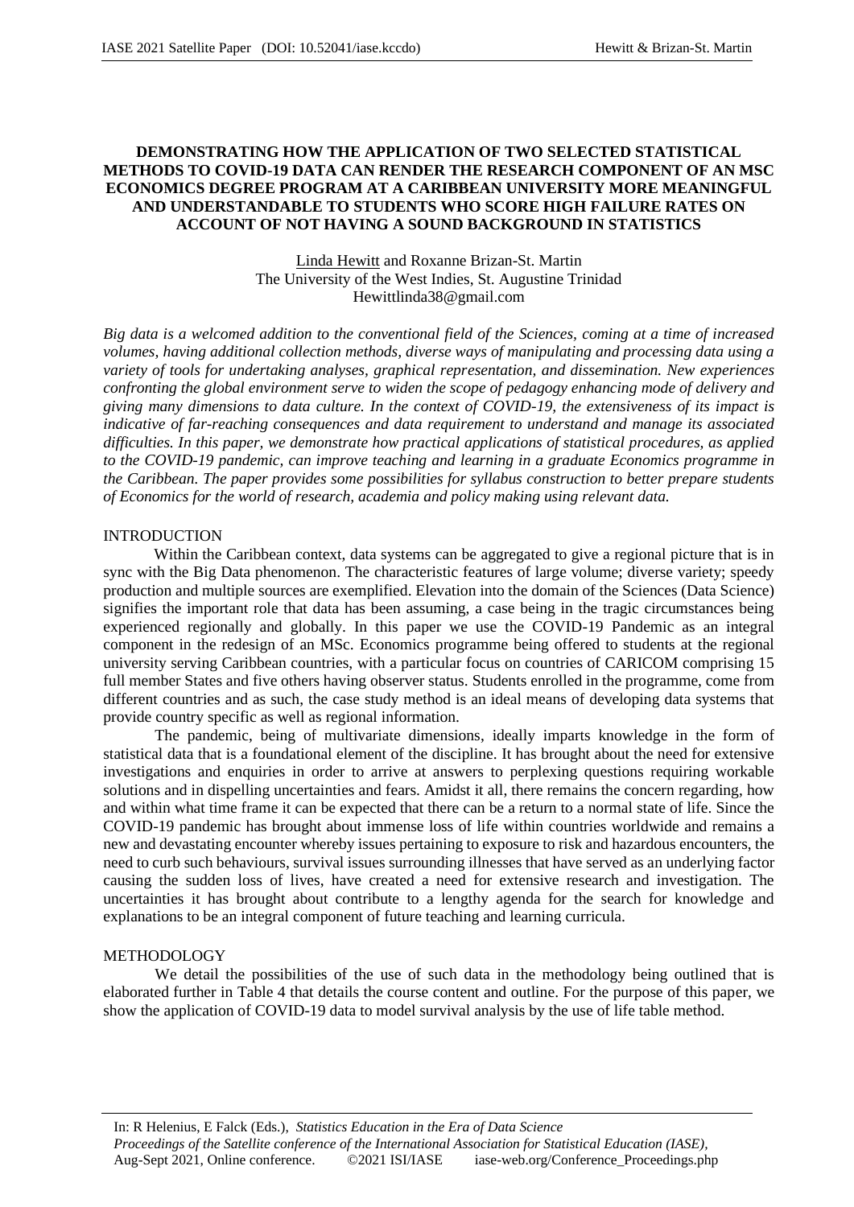# DEMONSTRATING HOW THE APPLICATION OF TWO SELECTED STATISTICAL METHODS TO COVID-19 DATA CAN RENDER THE RESEARCH COMPONENT OF AN MSC ECONOMICS DEGREE PROGRAM AT A CARIBBEAN UNIVERSITY MORE MEANINGFUL AND UNDERSTANDABLE TO STUDENTS WHO SCORE HIGH FAILURE RATES ON ACCOUNT OF NOT HAVING A SOUND BACKGROUND IN STATISTICS

Linda Hewitt and Roxanne Brizan-St. Martin
The University of the West Indies, St. Augustine Trinidad
Hewittlinda38@gmail.com

*Big data is a welcomed addition to the conventional field of the Sciences, coming at a time of increased volumes, having additional collection methods, diverse ways of manipulating and processing data using a variety of tools for undertaking analyses, graphical representation, and dissemination. New experiences confronting the global environment serve to widen the scope of pedagogy enhancing mode of delivery and giving many dimensions to data culture. In the context of COVID-19, the extensiveness of its impact is indicative of far-reaching consequences and data requirement to understand and manage its associated difficulties. In this paper, we demonstrate how practical applications of statistical procedures, as applied to the COVID-19 pandemic, can improve teaching and learning in a graduate Economics programme in the Caribbean. The paper provides some possibilities for syllabus construction to better prepare students of Economics for the world of research, academia and policy making using relevant data.*

## INTRODUCTION

Within the Caribbean context, data systems can be aggregated to give a regional picture that is in sync with the Big Data phenomenon. The characteristic features of large volume; diverse variety; speedy production and multiple sources are exemplified. Elevation into the domain of the Sciences (Data Science) signifies the important role that data has been assuming, a case being in the tragic circumstances being experienced regionally and globally. In this paper we use the COVID-19 Pandemic as an integral component in the redesign of an MSc. Economics programme being offered to students at the regional university serving Caribbean countries, with a particular focus on countries of CARICOM comprising 15 full member States and five others having observer status. Students enrolled in the programme, come from different countries and as such, the case study method is an ideal means of developing data systems that provide country specific as well as regional information.

The pandemic, being of multivariate dimensions, ideally imparts knowledge in the form of statistical data that is a foundational element of the discipline. It has brought about the need for extensive investigations and enquiries in order to arrive at answers to perplexing questions requiring workable solutions and in dispelling uncertainties and fears. Amidst it all, there remains the concern regarding, how and within what time frame it can be expected that there can be a return to a normal state of life. Since the COVID-19 pandemic has brought about immense loss of life within countries worldwide and remains a new and devastating encounter whereby issues pertaining to exposure to risk and hazardous encounters, the need to curb such behaviours, survival issues surrounding illnesses that have served as an underlying factor causing the sudden loss of lives, have created a need for extensive research and investigation. The uncertainties it has brought about contribute to a lengthy agenda for the search for knowledge and explanations to be an integral component of future teaching and learning curricula.

## METHODOLOGY

We detail the possibilities of the use of such data in the methodology being outlined that is elaborated further in Table 4 that details the course content and outline. For the purpose of this paper, we show the application of COVID-19 data to model survival analysis by the use of life table method.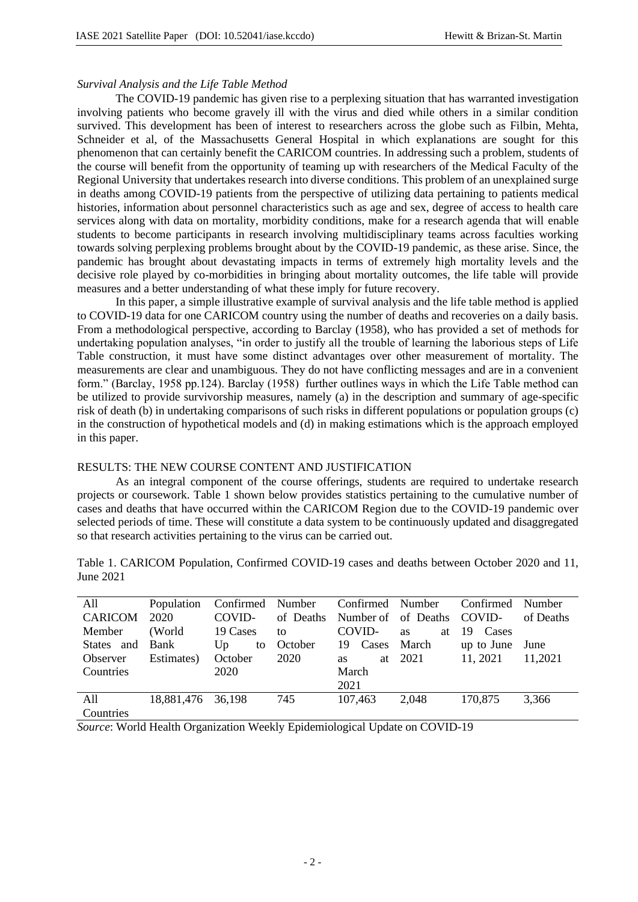*Survival Analysis and the Life Table Method*

The COVID-19 pandemic has given rise to a perplexing situation that has warranted investigation involving patients who become gravely ill with the virus and died while others in a similar condition survived. This development has been of interest to researchers across the globe such as Filbin, Mehta, Schneider et al, of the Massachusetts General Hospital in which explanations are sought for this phenomenon that can certainly benefit the CARICOM countries. In addressing such a problem, students of the course will benefit from the opportunity of teaming up with researchers of the Medical Faculty of the Regional University that undertakes research into diverse conditions. This problem of an unexplained surge in deaths among COVID-19 patients from the perspective of utilizing data pertaining to patients medical histories, information about personnel characteristics such as age and sex, degree of access to health care services along with data on mortality, morbidity conditions, make for a research agenda that will enable students to become participants in research involving multidisciplinary teams across faculties working towards solving perplexing problems brought about by the COVID-19 pandemic, as these arise. Since, the pandemic has brought about devastating impacts in terms of extremely high mortality levels and the decisive role played by co-morbidities in bringing about mortality outcomes, the life table will provide measures and a better understanding of what these imply for future recovery.

In this paper, a simple illustrative example of survival analysis and the life table method is applied to COVID-19 data for one CARICOM country using the number of deaths and recoveries on a daily basis. From a methodological perspective, according to Barclay (1958), who has provided a set of methods for undertaking population analyses, "in order to justify all the trouble of learning the laborious steps of Life Table construction, it must have some distinct advantages over other measurement of mortality. The measurements are clear and unambiguous. They do not have conflicting messages and are in a convenient form." (Barclay, 1958 pp.124). Barclay (1958) further outlines ways in which the Life Table method can be utilized to provide survivorship measures, namely (a) in the description and summary of age-specific risk of death (b) in undertaking comparisons of such risks in different populations or population groups (c) in the construction of hypothetical models and (d) in making estimations which is the approach employed in this paper.

## RESULTS: THE NEW COURSE CONTENT AND JUSTIFICATION

As an integral component of the course offerings, students are required to undertake research projects or coursework. Table 1 shown below provides statistics pertaining to the cumulative number of cases and deaths that have occurred within the CARICOM Region due to the COVID-19 pandemic over selected periods of time. These will constitute a data system to be continuously updated and disaggregated so that research activities pertaining to the virus can be carried out.

Table 1. CARICOM Population, Confirmed COVID-19 cases and deaths between October 2020 and 11, June 2021

| All CARICOM Member States and Observer Countries | Population 2020 (World Bank Estimates) | Confirmed COVID-19 Cases Up to October 2020 | Number of Deaths to October 2020 | Confirmed Number of COVID-19 Cases as at March 2021 | Number of Deaths as at March 2021 | Confirmed COVID-19 Cases up to June 11, 2021 | Number of Deaths June 11,2021 |
|---|---|---|---|---|---|---|---|
| All Countries | 18,881,476 | 36,198 | 745 | 107,463 | 2,048 | 170,875 | 3,366 |

*Source*: World Health Organization Weekly Epidemiological Update on COVID-19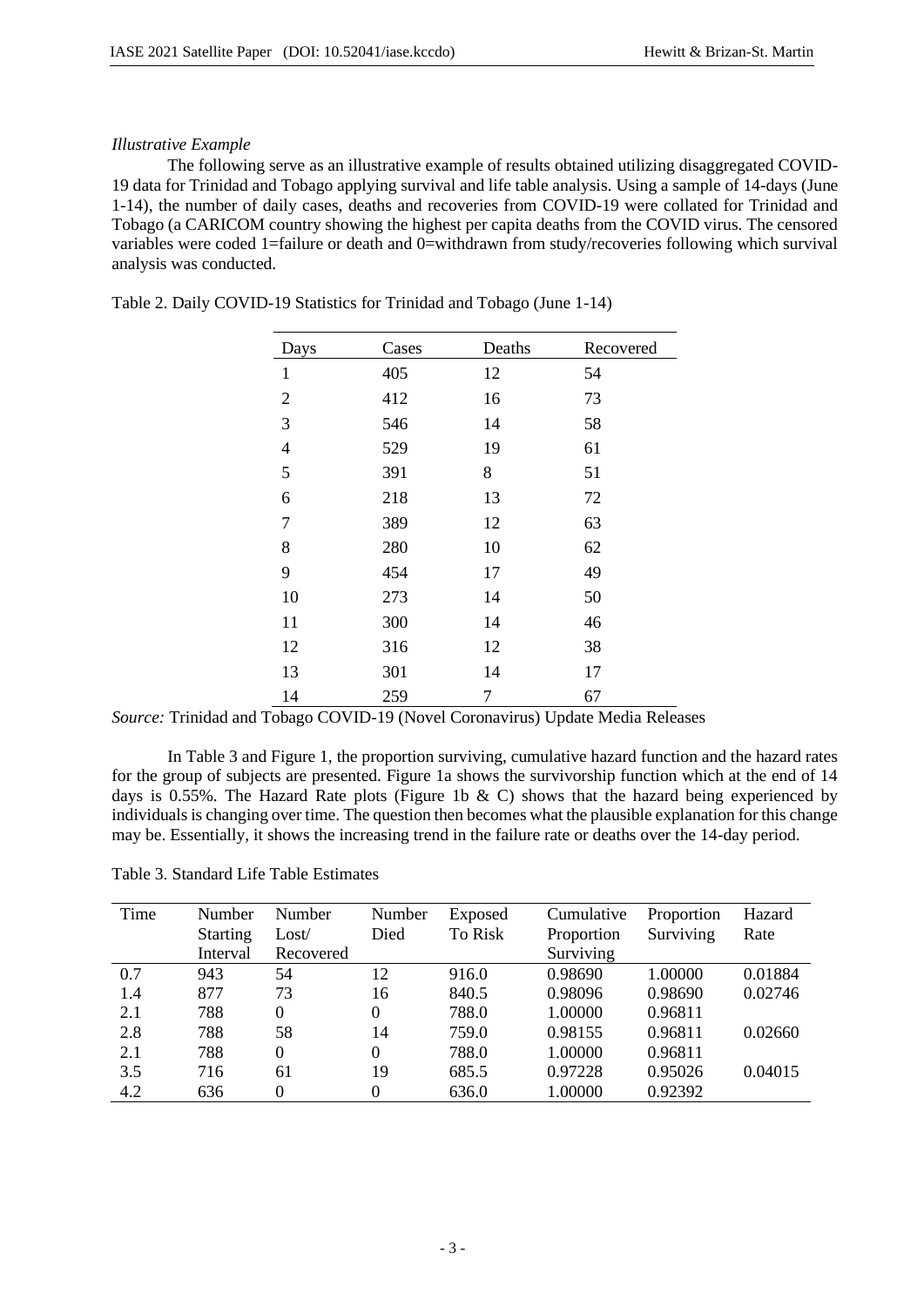*Illustrative Example*

The following serve as an illustrative example of results obtained utilizing disaggregated COVID-19 data for Trinidad and Tobago applying survival and life table analysis. Using a sample of 14-days (June 1-14), the number of daily cases, deaths and recoveries from COVID-19 were collated for Trinidad and Tobago (a CARICOM country showing the highest per capita deaths from the COVID virus. The censored variables were coded 1=failure or death and 0=withdrawn from study/recoveries following which survival analysis was conducted.

Table 2. Daily COVID-19 Statistics for Trinidad and Tobago (June 1-14)

| Days | Cases | Deaths | Recovered |
|---|---|---|---|
| 1 | 405 | 12 | 54 |
| 2 | 412 | 16 | 73 |
| 3 | 546 | 14 | 58 |
| 4 | 529 | 19 | 61 |
| 5 | 391 | 8 | 51 |
| 6 | 218 | 13 | 72 |
| 7 | 389 | 12 | 63 |
| 8 | 280 | 10 | 62 |
| 9 | 454 | 17 | 49 |
| 10 | 273 | 14 | 50 |
| 11 | 300 | 14 | 46 |
| 12 | 316 | 12 | 38 |
| 13 | 301 | 14 | 17 |
| 14 | 259 | 7 | 67 |

*Source:* Trinidad and Tobago COVID-19 (Novel Coronavirus) Update Media Releases

In Table 3 and Figure 1, the proportion surviving, cumulative hazard function and the hazard rates for the group of subjects are presented. Figure 1a shows the survivorship function which at the end of 14 days is 0.55%. The Hazard Rate plots (Figure 1b & C) shows that the hazard being experienced by individuals is changing over time. The question then becomes what the plausible explanation for this change may be. Essentially, it shows the increasing trend in the failure rate or deaths over the 14-day period.

Table 3. Standard Life Table Estimates

| Time | Number Starting Interval | Number Lost/ Recovered | Number Died | Exposed To Risk | Cumulative Proportion Surviving | Proportion Surviving | Hazard Rate |
|---|---|---|---|---|---|---|---|
| 0.7 | 943 | 54 | 12 | 916.0 | 0.98690 | 1.00000 | 0.01884 |
| 1.4 | 877 | 73 | 16 | 840.5 | 0.98096 | 0.98690 | 0.02746 |
| 2.1 | 788 | 0 | 0 | 788.0 | 1.00000 | 0.96811 | |
| 2.8 | 788 | 58 | 14 | 759.0 | 0.98155 | 0.96811 | 0.02660 |
| 2.1 | 788 | 0 | 0 | 788.0 | 1.00000 | 0.96811 | |
| 3.5 | 716 | 61 | 19 | 685.5 | 0.97228 | 0.95026 | 0.04015 |
| 4.2 | 636 | 0 | 0 | 636.0 | 1.00000 | 0.92392 | |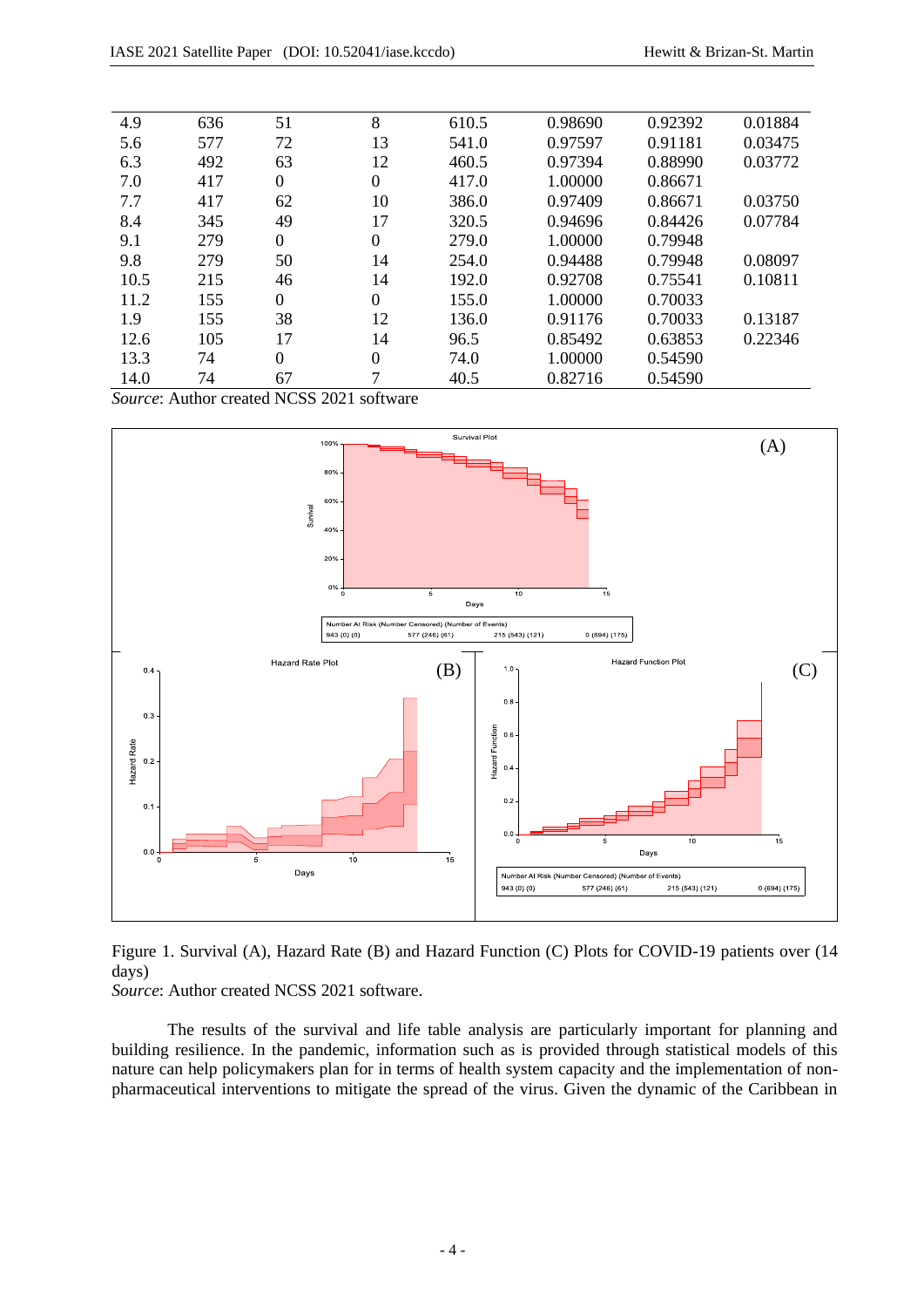| | | | | | | | |
|---|---|---|---|---|---|---|---|
| 4.9 | 636 | 51 | 8 | 610.5 | 0.98690 | 0.92392 | 0.01884 |
| 5.6 | 577 | 72 | 13 | 541.0 | 0.97597 | 0.91181 | 0.03475 |
| 6.3 | 492 | 63 | 12 | 460.5 | 0.97394 | 0.88990 | 0.03772 |
| 7.0 | 417 | 0 | 0 | 417.0 | 1.00000 | 0.86671 | |
| 7.7 | 417 | 62 | 10 | 386.0 | 0.97409 | 0.86671 | 0.03750 |
| 8.4 | 345 | 49 | 17 | 320.5 | 0.94696 | 0.84426 | 0.07784 |
| 9.1 | 279 | 0 | 0 | 279.0 | 1.00000 | 0.79948 | |
| 9.8 | 279 | 50 | 14 | 254.0 | 0.94488 | 0.79948 | 0.08097 |
| 10.5 | 215 | 46 | 14 | 192.0 | 0.92708 | 0.75541 | 0.10811 |
| 11.2 | 155 | 0 | 0 | 155.0 | 1.00000 | 0.70033 | |
| 1.9 | 155 | 38 | 12 | 136.0 | 0.91176 | 0.70033 | 0.13187 |
| 12.6 | 105 | 17 | 14 | 96.5 | 0.85492 | 0.63853 | 0.22346 |
| 13.3 | 74 | 0 | 0 | 74.0 | 1.00000 | 0.54590 | |
| 14.0 | 74 | 67 | 7 | 40.5 | 0.82716 | 0.54590 | |

*Source*: Author created NCSS 2021 software

Figure 1. Survival (A), Hazard Rate (B) and Hazard Function (C) Plots for COVID-19 patients over (14 days)
*Source*: Author created NCSS 2021 software.

The results of the survival and life table analysis are particularly important for planning and building resilience. In the pandemic, information such as is provided through statistical models of this nature can help policymakers plan for in terms of health system capacity and the implementation of non-pharmaceutical interventions to mitigate the spread of the virus. Given the dynamic of the Caribbean in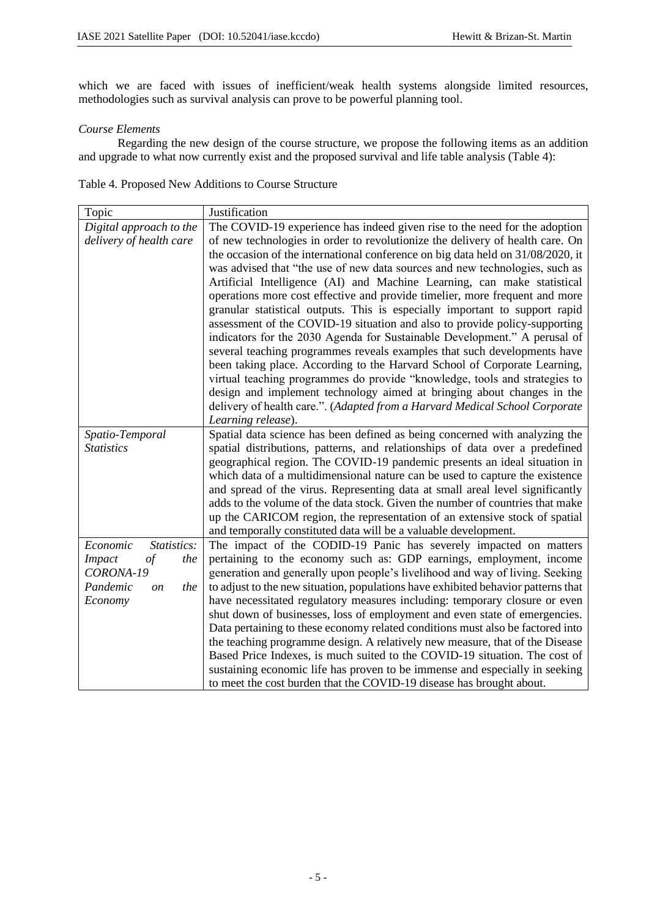which we are faced with issues of inefficient/weak health systems alongside limited resources, methodologies such as survival analysis can prove to be powerful planning tool.

*Course Elements*

Regarding the new design of the course structure, we propose the following items as an addition and upgrade to what now currently exist and the proposed survival and life table analysis (Table 4):

Table 4. Proposed New Additions to Course Structure

| Topic | Justification |
|---|---|
| *Digital approach to the delivery of health care* | The COVID-19 experience has indeed given rise to the need for the adoption of new technologies in order to revolutionize the delivery of health care. On the occasion of the international conference on big data held on 31/08/2020, it was advised that "the use of new data sources and new technologies, such as Artificial Intelligence (AI) and Machine Learning, can make statistical operations more cost effective and provide timelier, more frequent and more granular statistical outputs. This is especially important to support rapid assessment of the COVID-19 situation and also to provide policy-supporting indicators for the 2030 Agenda for Sustainable Development." A perusal of several teaching programmes reveals examples that such developments have been taking place. According to the Harvard School of Corporate Learning, virtual teaching programmes do provide "knowledge, tools and strategies to design and implement technology aimed at bringing about changes in the delivery of health care.". (*Adapted from a Harvard Medical School Corporate Learning release*). |
| *Spatio-Temporal Statistics* | Spatial data science has been defined as being concerned with analyzing the spatial distributions, patterns, and relationships of data over a predefined geographical region. The COVID-19 pandemic presents an ideal situation in which data of a multidimensional nature can be used to capture the existence and spread of the virus. Representing data at small areal level significantly adds to the volume of the data stock. Given the number of countries that make up the CARICOM region, the representation of an extensive stock of spatial and temporally constituted data will be a valuable development. |
| *Economic Statistics: Impact of the CORONA-19 Pandemic on the Economy* | The impact of the CODID-19 Panic has severely impacted on matters pertaining to the economy such as: GDP earnings, employment, income generation and generally upon people's livelihood and way of living. Seeking to adjust to the new situation, populations have exhibited behavior patterns that have necessitated regulatory measures including: temporary closure or even shut down of businesses, loss of employment and even state of emergencies. Data pertaining to these economy related conditions must also be factored into the teaching programme design. A relatively new measure, that of the Disease Based Price Indexes, is much suited to the COVID-19 situation. The cost of sustaining economic life has proven to be immense and especially in seeking to meet the cost burden that the COVID-19 disease has brought about. |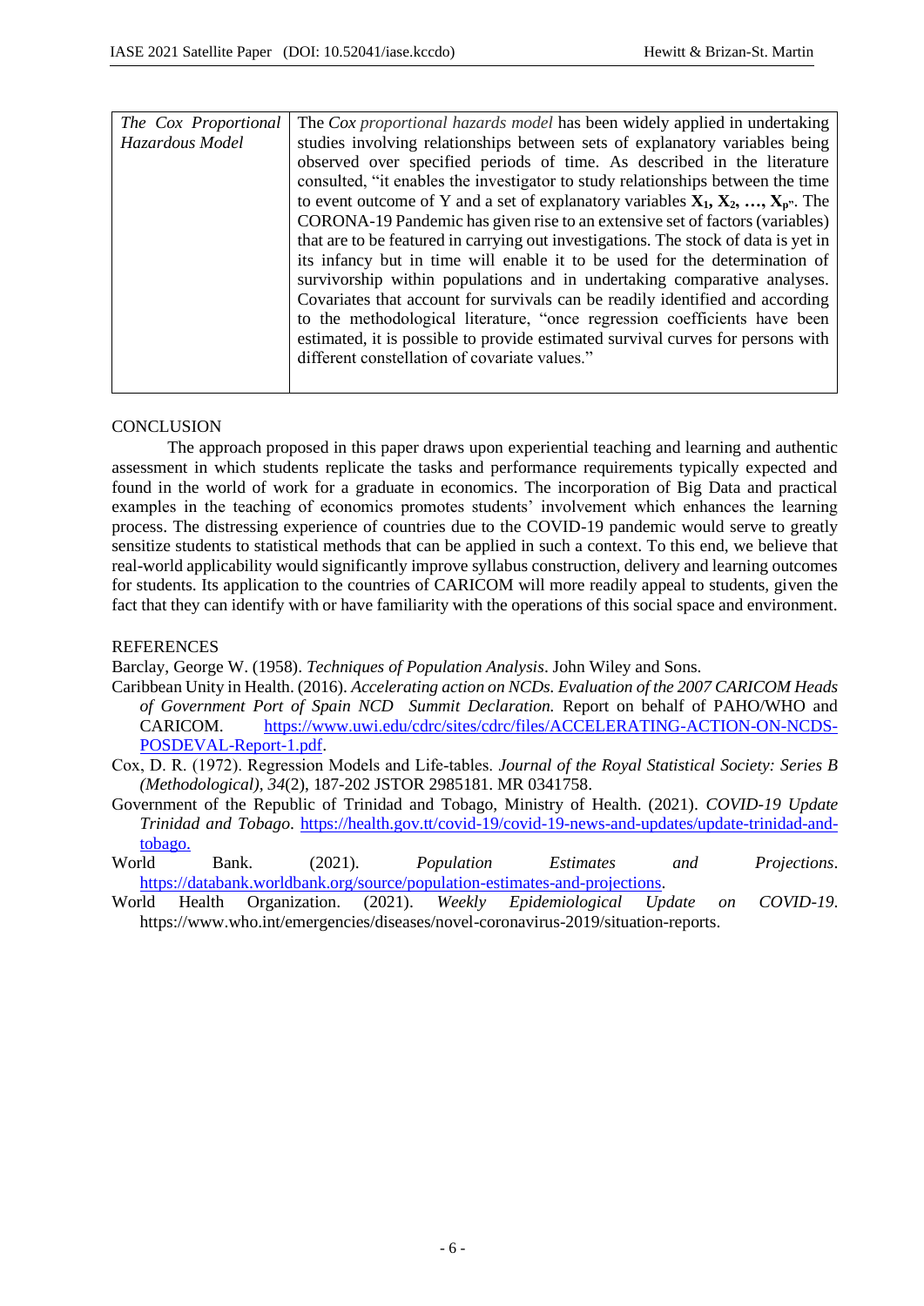| | |
|---|---|
| *The Cox Proportional Hazardous Model* | The *Cox proportional hazards model* has been widely applied in undertaking studies involving relationships between sets of explanatory variables being observed over specified periods of time. As described in the literature consulted, "it enables the investigator to study relationships between the time to event outcome of Y and a set of explanatory variables $\mathbf{X_1, X_2, \ldots, X_p}$". The CORONA-19 Pandemic has given rise to an extensive set of factors (variables) that are to be featured in carrying out investigations. The stock of data is yet in its infancy but in time will enable it to be used for the determination of survivorship within populations and in undertaking comparative analyses. Covariates that account for survivals can be readily identified and according to the methodological literature, "once regression coefficients have been estimated, it is possible to provide estimated survival curves for persons with different constellation of covariate values." |

## CONCLUSION

The approach proposed in this paper draws upon experiential teaching and learning and authentic assessment in which students replicate the tasks and performance requirements typically expected and found in the world of work for a graduate in economics. The incorporation of Big Data and practical examples in the teaching of economics promotes students' involvement which enhances the learning process. The distressing experience of countries due to the COVID-19 pandemic would serve to greatly sensitize students to statistical methods that can be applied in such a context. To this end, we believe that real-world applicability would significantly improve syllabus construction, delivery and learning outcomes for students. Its application to the countries of CARICOM will more readily appeal to students, given the fact that they can identify with or have familiarity with the operations of this social space and environment.

## REFERENCES

Barclay, George W. (1958). *Techniques of Population Analysis*. John Wiley and Sons.

Caribbean Unity in Health. (2016). *Accelerating action on NCDs. Evaluation of the 2007 CARICOM Heads of Government Port of Spain NCD Summit Declaration.* Report on behalf of PAHO/WHO and CARICOM. https://www.uwi.edu/cdrc/sites/cdrc/files/ACCELERATING-ACTION-ON-NCDS-POSDEVAL-Report-1.pdf.

Cox, D. R. (1972). Regression Models and Life-tables. *Journal of the Royal Statistical Society: Series B (Methodological)*, *34*(2), 187-202 JSTOR 2985181. MR 0341758.

Government of the Republic of Trinidad and Tobago, Ministry of Health. (2021). *COVID-19 Update Trinidad and Tobago*. https://health.gov.tt/covid-19/covid-19-news-and-updates/update-trinidad-and-tobago.

World Bank. (2021). *Population Estimates and Projections*. https://databank.worldbank.org/source/population-estimates-and-projections.

World Health Organization. (2021). *Weekly Epidemiological Update on COVID-19*. https://www.who.int/emergencies/diseases/novel-coronavirus-2019/situation-reports.